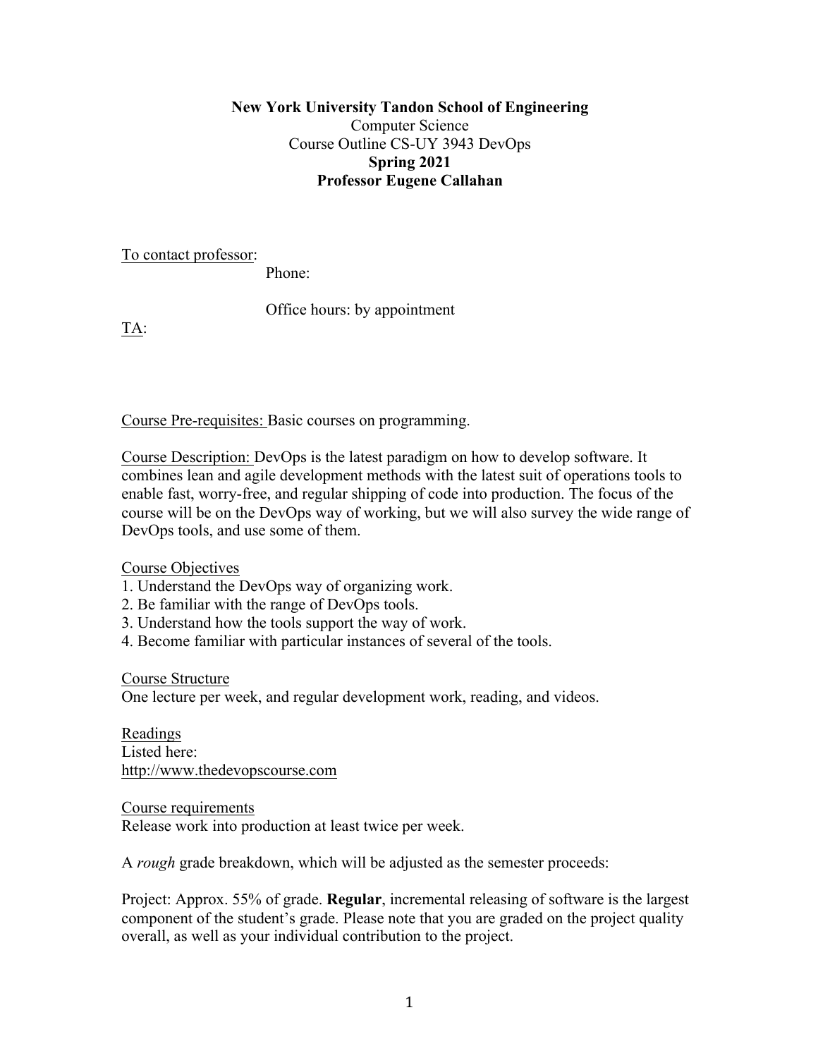**New York University Tandon School of Engineering**
Computer Science
Course Outline CS-UY 3943 DevOps
**Spring 2021**
**Professor Eugene Callahan**

To contact professor:
Phone:

Office hours: by appointment

TA:

Course Pre-requisites: Basic courses on programming.

Course Description: DevOps is the latest paradigm on how to develop software. It combines lean and agile development methods with the latest suit of operations tools to enable fast, worry-free, and regular shipping of code into production. The focus of the course will be on the DevOps way of working, but we will also survey the wide range of DevOps tools, and use some of them.

Course Objectives
1. Understand the DevOps way of organizing work.
2. Be familiar with the range of DevOps tools.
3. Understand how the tools support the way of work.
4. Become familiar with particular instances of several of the tools.

Course Structure
One lecture per week, and regular development work, reading, and videos.

Readings
Listed here:
http://www.thedevopscourse.com

Course requirements
Release work into production at least twice per week.

A *rough* grade breakdown, which will be adjusted as the semester proceeds:

Project: Approx. 55% of grade. **Regular**, incremental releasing of software is the largest component of the student's grade. Please note that you are graded on the project quality overall, as well as your individual contribution to the project.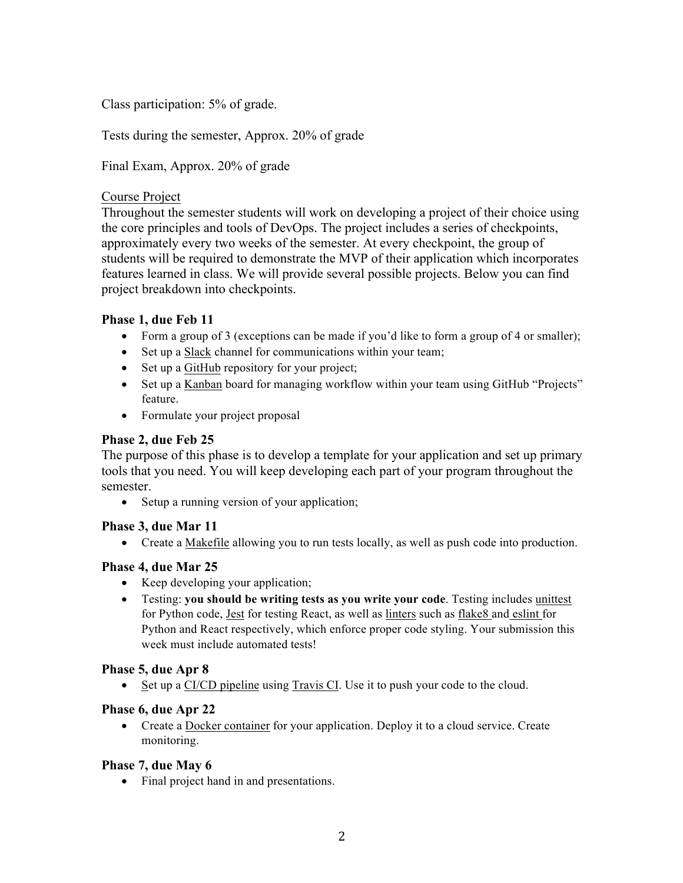Class participation: 5% of grade.

Tests during the semester, Approx. 20% of grade

Final Exam, Approx. 20% of grade

Course Project

Throughout the semester students will work on developing a project of their choice using the core principles and tools of DevOps. The project includes a series of checkpoints, approximately every two weeks of the semester. At every checkpoint, the group of students will be required to demonstrate the MVP of their application which incorporates features learned in class. We will provide several possible projects. Below you can find project breakdown into checkpoints.

### Phase 1, due Feb 11

- Form a group of 3 (exceptions can be made if you'd like to form a group of 4 or smaller);
- Set up a Slack channel for communications within your team;
- Set up a GitHub repository for your project;
- Set up a Kanban board for managing workflow within your team using GitHub "Projects" feature.
- Formulate your project proposal

### Phase 2, due Feb 25

The purpose of this phase is to develop a template for your application and set up primary tools that you need. You will keep developing each part of your program throughout the semester.

- Setup a running version of your application;

### Phase 3, due Mar 11

- Create a Makefile allowing you to run tests locally, as well as push code into production.

### Phase 4, due Mar 25

- Keep developing your application;
- Testing: **you should be writing tests as you write your code**. Testing includes unittest for Python code, Jest for testing React, as well as linters such as flake8 and eslint for Python and React respectively, which enforce proper code styling. Your submission this week must include automated tests!

### Phase 5, due Apr 8

- Set up a CI/CD pipeline using Travis CI. Use it to push your code to the cloud.

### Phase 6, due Apr 22

- Create a Docker container for your application. Deploy it to a cloud service. Create monitoring.

### Phase 7, due May 6

- Final project hand in and presentations.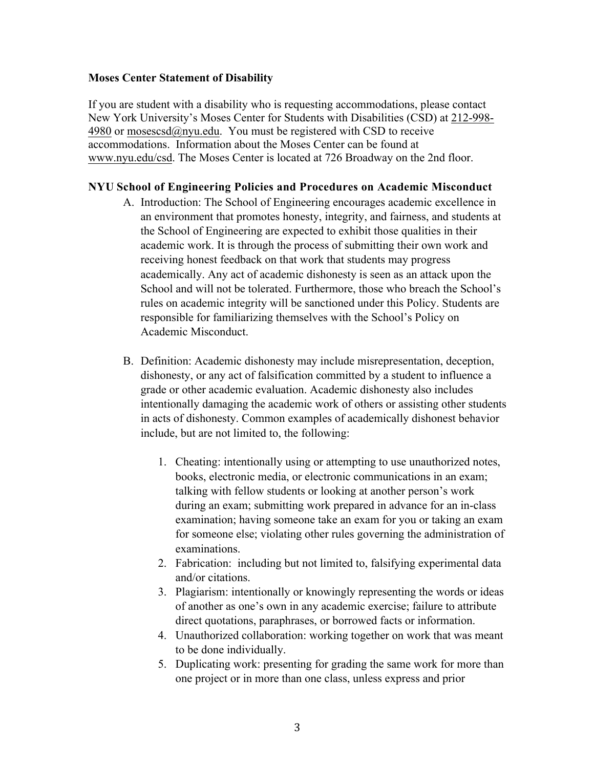**Moses Center Statement of Disability**

If you are student with a disability who is requesting accommodations, please contact New York University's Moses Center for Students with Disabilities (CSD) at 212-998-4980 or mosescsd@nyu.edu. You must be registered with CSD to receive accommodations. Information about the Moses Center can be found at www.nyu.edu/csd. The Moses Center is located at 726 Broadway on the 2nd floor.

**NYU School of Engineering Policies and Procedures on Academic Misconduct**

A. Introduction: The School of Engineering encourages academic excellence in an environment that promotes honesty, integrity, and fairness, and students at the School of Engineering are expected to exhibit those qualities in their academic work. It is through the process of submitting their own work and receiving honest feedback on that work that students may progress academically. Any act of academic dishonesty is seen as an attack upon the School and will not be tolerated. Furthermore, those who breach the School's rules on academic integrity will be sanctioned under this Policy. Students are responsible for familiarizing themselves with the School's Policy on Academic Misconduct.

B. Definition: Academic dishonesty may include misrepresentation, deception, dishonesty, or any act of falsification committed by a student to influence a grade or other academic evaluation. Academic dishonesty also includes intentionally damaging the academic work of others or assisting other students in acts of dishonesty. Common examples of academically dishonest behavior include, but are not limited to, the following:

   1. Cheating: intentionally using or attempting to use unauthorized notes, books, electronic media, or electronic communications in an exam; talking with fellow students or looking at another person's work during an exam; submitting work prepared in advance for an in-class examination; having someone take an exam for you or taking an exam for someone else; violating other rules governing the administration of examinations.
   2. Fabrication: including but not limited to, falsifying experimental data and/or citations.
   3. Plagiarism: intentionally or knowingly representing the words or ideas of another as one's own in any academic exercise; failure to attribute direct quotations, paraphrases, or borrowed facts or information.
   4. Unauthorized collaboration: working together on work that was meant to be done individually.
   5. Duplicating work: presenting for grading the same work for more than one project or in more than one class, unless express and prior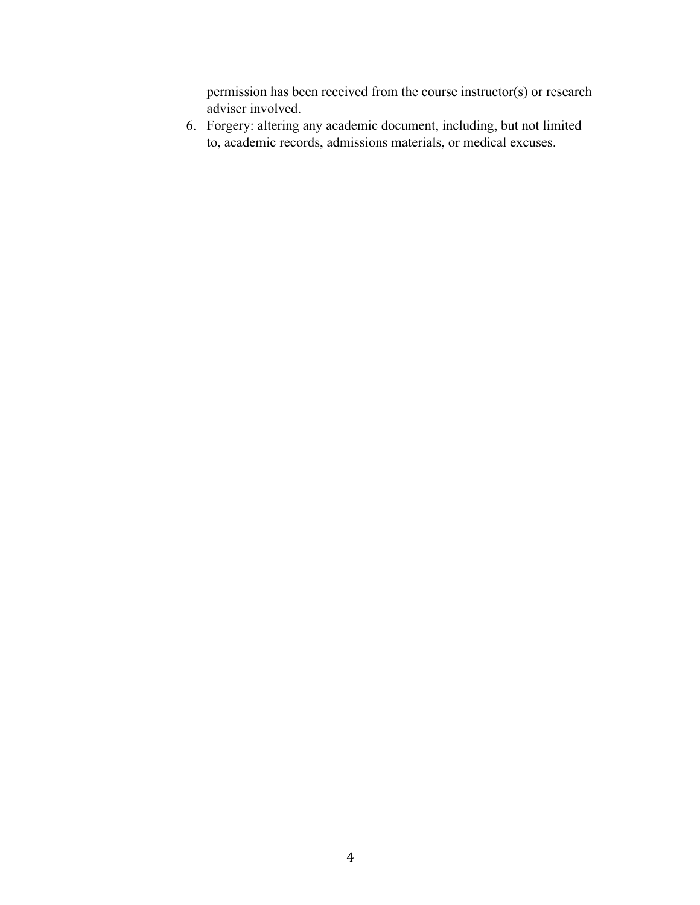permission has been received from the course instructor(s) or research adviser involved.

6. Forgery: altering any academic document, including, but not limited to, academic records, admissions materials, or medical excuses.